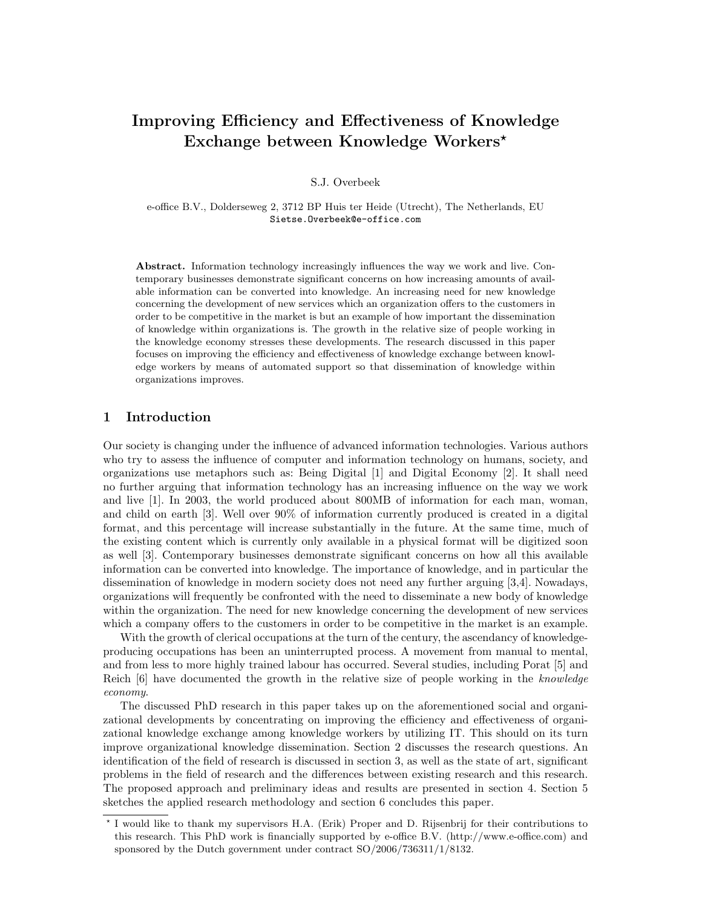# Improving Efficiency and Effectiveness of Knowledge Exchange between Knowledge Workers*

S.J. Overbeek

e-office B.V., Dolderseweg 2, 3712 BP Huis ter Heide (Utrecht), The Netherlands, EU
Sietse.Overbeek@e-office.com

**Abstract.** Information technology increasingly influences the way we work and live. Contemporary businesses demonstrate significant concerns on how increasing amounts of available information can be converted into knowledge. An increasing need for new knowledge concerning the development of new services which an organization offers to the customers in order to be competitive in the market is but an example of how important the dissemination of knowledge within organizations is. The growth in the relative size of people working in the knowledge economy stresses these developments. The research discussed in this paper focuses on improving the efficiency and effectiveness of knowledge exchange between knowledge workers by means of automated support so that dissemination of knowledge within organizations improves.

## 1 Introduction

Our society is changing under the influence of advanced information technologies. Various authors who try to assess the influence of computer and information technology on humans, society, and organizations use metaphors such as: Being Digital [1] and Digital Economy [2]. It shall need no further arguing that information technology has an increasing influence on the way we work and live [1]. In 2003, the world produced about 800MB of information for each man, woman, and child on earth [3]. Well over 90% of information currently produced is created in a digital format, and this percentage will increase substantially in the future. At the same time, much of the existing content which is currently only available in a physical format will be digitized soon as well [3]. Contemporary businesses demonstrate significant concerns on how all this available information can be converted into knowledge. The importance of knowledge, and in particular the dissemination of knowledge in modern society does not need any further arguing [3,4]. Nowadays, organizations will frequently be confronted with the need to disseminate a new body of knowledge within the organization. The need for new knowledge concerning the development of new services which a company offers to the customers in order to be competitive in the market is an example.

With the growth of clerical occupations at the turn of the century, the ascendancy of knowledge-producing occupations has been an uninterrupted process. A movement from manual to mental, and from less to more highly trained labour has occurred. Several studies, including Porat [5] and Reich [6] have documented the growth in the relative size of people working in the *knowledge economy*.

The discussed PhD research in this paper takes up on the aforementioned social and organizational developments by concentrating on improving the efficiency and effectiveness of organizational knowledge exchange among knowledge workers by utilizing IT. This should on its turn improve organizational knowledge dissemination. Section 2 discusses the research questions. An identification of the field of research is discussed in section 3, as well as the state of art, significant problems in the field of research and the differences between existing research and this research. The proposed approach and preliminary ideas and results are presented in section 4. Section 5 sketches the applied research methodology and section 6 concludes this paper.

* I would like to thank my supervisors H.A. (Erik) Proper and D. Rijsenbrij for their contributions to this research. This PhD work is financially supported by e-office B.V. (http://www.e-office.com) and sponsored by the Dutch government under contract SO/2006/736311/1/8132.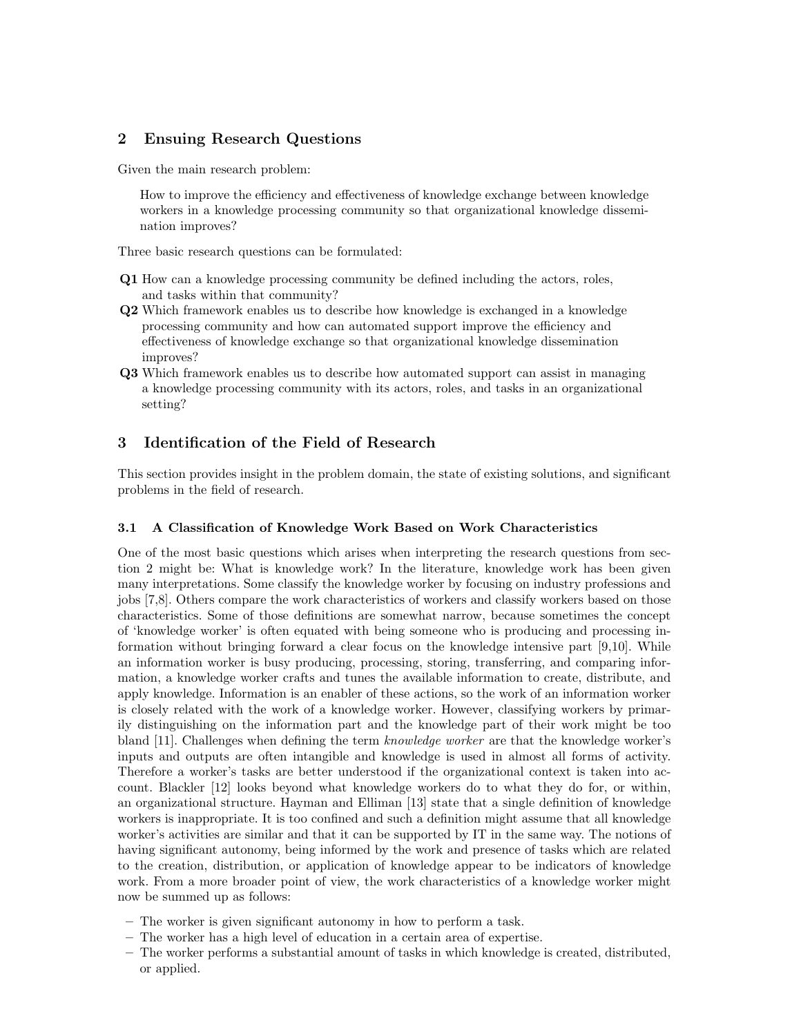## 2 Ensuing Research Questions

Given the main research problem:

> How to improve the efficiency and effectiveness of knowledge exchange between knowledge workers in a knowledge processing community so that organizational knowledge dissemination improves?

Three basic research questions can be formulated:

**Q1** How can a knowledge processing community be defined including the actors, roles, and tasks within that community?

**Q2** Which framework enables us to describe how knowledge is exchanged in a knowledge processing community and how can automated support improve the efficiency and effectiveness of knowledge exchange so that organizational knowledge dissemination improves?

**Q3** Which framework enables us to describe how automated support can assist in managing a knowledge processing community with its actors, roles, and tasks in an organizational setting?

## 3 Identification of the Field of Research

This section provides insight in the problem domain, the state of existing solutions, and significant problems in the field of research.

### 3.1 A Classification of Knowledge Work Based on Work Characteristics

One of the most basic questions which arises when interpreting the research questions from section 2 might be: What is knowledge work? In the literature, knowledge work has been given many interpretations. Some classify the knowledge worker by focusing on industry professions and jobs [7,8]. Others compare the work characteristics of workers and classify workers based on those characteristics. Some of those definitions are somewhat narrow, because sometimes the concept of 'knowledge worker' is often equated with being someone who is producing and processing information without bringing forward a clear focus on the knowledge intensive part [9,10]. While an information worker is busy producing, processing, storing, transferring, and comparing information, a knowledge worker crafts and tunes the available information to create, distribute, and apply knowledge. Information is an enabler of these actions, so the work of an information worker is closely related with the work of a knowledge worker. However, classifying workers by primarily distinguishing on the information part and the knowledge part of their work might be too bland [11]. Challenges when defining the term *knowledge worker* are that the knowledge worker's inputs and outputs are often intangible and knowledge is used in almost all forms of activity. Therefore a worker's tasks are better understood if the organizational context is taken into account. Blackler [12] looks beyond what knowledge workers do to what they do for, or within, an organizational structure. Hayman and Elliman [13] state that a single definition of knowledge workers is inappropriate. It is too confined and such a definition might assume that all knowledge worker's activities are similar and that it can be supported by IT in the same way. The notions of having significant autonomy, being informed by the work and presence of tasks which are related to the creation, distribution, or application of knowledge appear to be indicators of knowledge work. From a more broader point of view, the work characteristics of a knowledge worker might now be summed up as follows:

- The worker is given significant autonomy in how to perform a task.
- The worker has a high level of education in a certain area of expertise.
- The worker performs a substantial amount of tasks in which knowledge is created, distributed, or applied.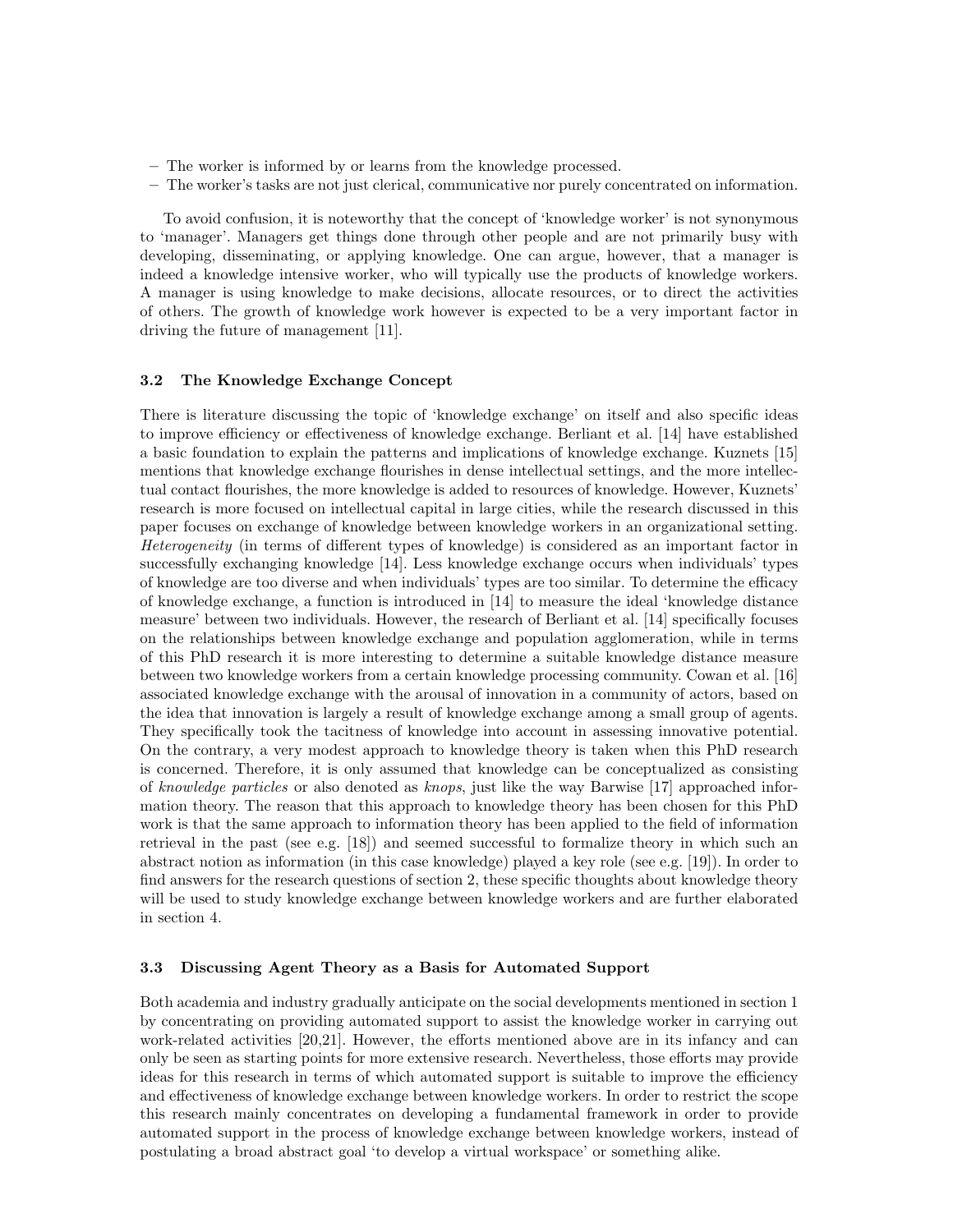- The worker is informed by or learns from the knowledge processed.
- The worker's tasks are not just clerical, communicative nor purely concentrated on information.

To avoid confusion, it is noteworthy that the concept of 'knowledge worker' is not synonymous to 'manager'. Managers get things done through other people and are not primarily busy with developing, disseminating, or applying knowledge. One can argue, however, that a manager is indeed a knowledge intensive worker, who will typically use the products of knowledge workers. A manager is using knowledge to make decisions, allocate resources, or to direct the activities of others. The growth of knowledge work however is expected to be a very important factor in driving the future of management [11].

### 3.2 The Knowledge Exchange Concept

There is literature discussing the topic of 'knowledge exchange' on itself and also specific ideas to improve efficiency or effectiveness of knowledge exchange. Berliant et al. [14] have established a basic foundation to explain the patterns and implications of knowledge exchange. Kuznets [15] mentions that knowledge exchange flourishes in dense intellectual settings, and the more intellectual contact flourishes, the more knowledge is added to resources of knowledge. However, Kuznets' research is more focused on intellectual capital in large cities, while the research discussed in this paper focuses on exchange of knowledge between knowledge workers in an organizational setting. *Heterogeneity* (in terms of different types of knowledge) is considered as an important factor in successfully exchanging knowledge [14]. Less knowledge exchange occurs when individuals' types of knowledge are too diverse and when individuals' types are too similar. To determine the efficacy of knowledge exchange, a function is introduced in [14] to measure the ideal 'knowledge distance measure' between two individuals. However, the research of Berliant et al. [14] specifically focuses on the relationships between knowledge exchange and population agglomeration, while in terms of this PhD research it is more interesting to determine a suitable knowledge distance measure between two knowledge workers from a certain knowledge processing community. Cowan et al. [16] associated knowledge exchange with the arousal of innovation in a community of actors, based on the idea that innovation is largely a result of knowledge exchange among a small group of agents. They specifically took the tacitness of knowledge into account in assessing innovative potential. On the contrary, a very modest approach to knowledge theory is taken when this PhD research is concerned. Therefore, it is only assumed that knowledge can be conceptualized as consisting of *knowledge particles* or also denoted as *knops*, just like the way Barwise [17] approached information theory. The reason that this approach to knowledge theory has been chosen for this PhD work is that the same approach to information theory has been applied to the field of information retrieval in the past (see e.g. [18]) and seemed successful to formalize theory in which such an abstract notion as information (in this case knowledge) played a key role (see e.g. [19]). In order to find answers for the research questions of section 2, these specific thoughts about knowledge theory will be used to study knowledge exchange between knowledge workers and are further elaborated in section 4.

### 3.3 Discussing Agent Theory as a Basis for Automated Support

Both academia and industry gradually anticipate on the social developments mentioned in section 1 by concentrating on providing automated support to assist the knowledge worker in carrying out work-related activities [20,21]. However, the efforts mentioned above are in its infancy and can only be seen as starting points for more extensive research. Nevertheless, those efforts may provide ideas for this research in terms of which automated support is suitable to improve the efficiency and effectiveness of knowledge exchange between knowledge workers. In order to restrict the scope this research mainly concentrates on developing a fundamental framework in order to provide automated support in the process of knowledge exchange between knowledge workers, instead of postulating a broad abstract goal 'to develop a virtual workspace' or something alike.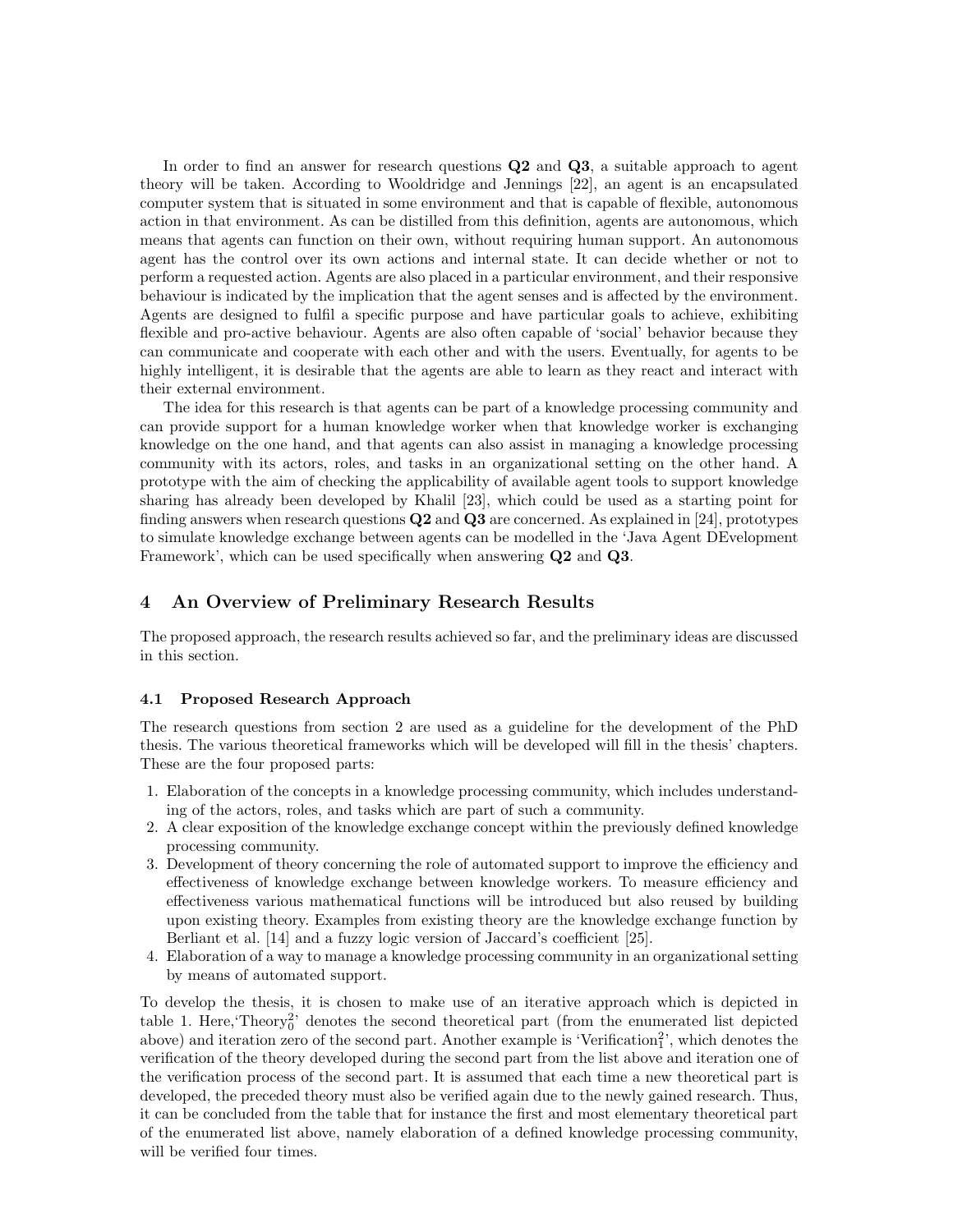In order to find an answer for research questions **Q2** and **Q3**, a suitable approach to agent theory will be taken. According to Wooldridge and Jennings [22], an agent is an encapsulated computer system that is situated in some environment and that is capable of flexible, autonomous action in that environment. As can be distilled from this definition, agents are autonomous, which means that agents can function on their own, without requiring human support. An autonomous agent has the control over its own actions and internal state. It can decide whether or not to perform a requested action. Agents are also placed in a particular environment, and their responsive behaviour is indicated by the implication that the agent senses and is affected by the environment. Agents are designed to fulfil a specific purpose and have particular goals to achieve, exhibiting flexible and pro-active behaviour. Agents are also often capable of 'social' behavior because they can communicate and cooperate with each other and with the users. Eventually, for agents to be highly intelligent, it is desirable that the agents are able to learn as they react and interact with their external environment.

The idea for this research is that agents can be part of a knowledge processing community and can provide support for a human knowledge worker when that knowledge worker is exchanging knowledge on the one hand, and that agents can also assist in managing a knowledge processing community with its actors, roles, and tasks in an organizational setting on the other hand. A prototype with the aim of checking the applicability of available agent tools to support knowledge sharing has already been developed by Khalil [23], which could be used as a starting point for finding answers when research questions **Q2** and **Q3** are concerned. As explained in [24], prototypes to simulate knowledge exchange between agents can be modelled in the 'Java Agent DEvelopment Framework', which can be used specifically when answering **Q2** and **Q3**.

## 4 An Overview of Preliminary Research Results

The proposed approach, the research results achieved so far, and the preliminary ideas are discussed in this section.

### 4.1 Proposed Research Approach

The research questions from section 2 are used as a guideline for the development of the PhD thesis. The various theoretical frameworks which will be developed will fill in the thesis' chapters. These are the four proposed parts:

1. Elaboration of the concepts in a knowledge processing community, which includes understanding of the actors, roles, and tasks which are part of such a community.
2. A clear exposition of the knowledge exchange concept within the previously defined knowledge processing community.
3. Development of theory concerning the role of automated support to improve the efficiency and effectiveness of knowledge exchange between knowledge workers. To measure efficiency and effectiveness various mathematical functions will be introduced but also reused by building upon existing theory. Examples from existing theory are the knowledge exchange function by Berliant et al. [14] and a fuzzy logic version of Jaccard's coefficient [25].
4. Elaboration of a way to manage a knowledge processing community in an organizational setting by means of automated support.

To develop the thesis, it is chosen to make use of an iterative approach which is depicted in table 1. Here,'$\text{Theory}_0^2$' denotes the second theoretical part (from the enumerated list depicted above) and iteration zero of the second part. Another example is '$\text{Verification}_1^2$', which denotes the verification of the theory developed during the second part from the list above and iteration one of the verification process of the second part. It is assumed that each time a new theoretical part is developed, the preceded theory must also be verified again due to the newly gained research. Thus, it can be concluded from the table that for instance the first and most elementary theoretical part of the enumerated list above, namely elaboration of a defined knowledge processing community, will be verified four times.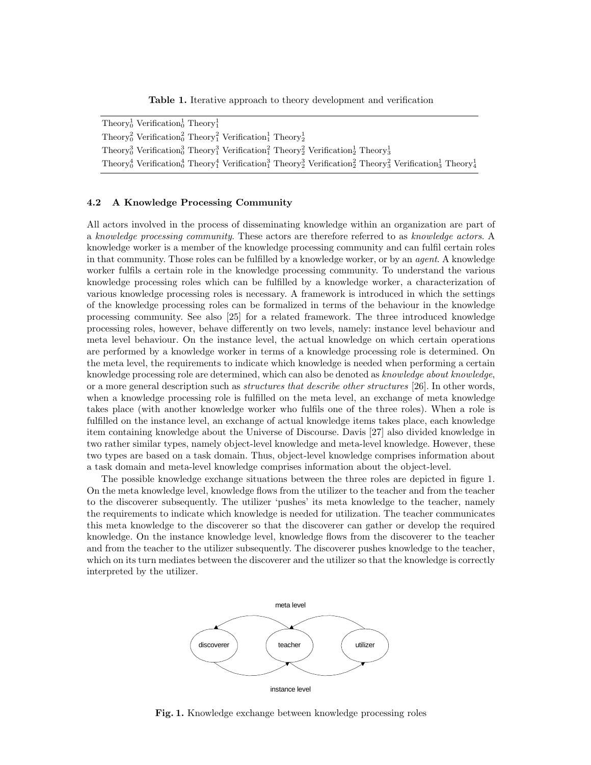**Table 1.** Iterative approach to theory development and verification

| |
|---|
| $\text{Theory}_0^1$ $\text{Verification}_0^1$ $\text{Theory}_1^1$ |
| $\text{Theory}_0^2$ $\text{Verification}_0^2$ $\text{Theory}_1^2$ $\text{Verification}_1^1$ $\text{Theory}_2^1$ |
| $\text{Theory}_0^3$ $\text{Verification}_0^3$ $\text{Theory}_1^3$ $\text{Verification}_1^2$ $\text{Theory}_2^2$ $\text{Verification}_2^1$ $\text{Theory}_3^1$ |
| $\text{Theory}_0^4$ $\text{Verification}_0^4$ $\text{Theory}_1^4$ $\text{Verification}_1^3$ $\text{Theory}_2^3$ $\text{Verification}_2^2$ $\text{Theory}_3^2$ $\text{Verification}_3^1$ $\text{Theory}_4^1$ |

### 4.2 A Knowledge Processing Community

All actors involved in the process of disseminating knowledge within an organization are part of a *knowledge processing community*. These actors are therefore referred to as *knowledge actors*. A knowledge worker is a member of the knowledge processing community and can fulfil certain roles in that community. Those roles can be fulfilled by a knowledge worker, or by an *agent*. A knowledge worker fulfils a certain role in the knowledge processing community. To understand the various knowledge processing roles which can be fulfilled by a knowledge worker, a characterization of various knowledge processing roles is necessary. A framework is introduced in which the settings of the knowledge processing roles can be formalized in terms of the behaviour in the knowledge processing community. See also [25] for a related framework. The three introduced knowledge processing roles, however, behave differently on two levels, namely: instance level behaviour and meta level behaviour. On the instance level, the actual knowledge on which certain operations are performed by a knowledge worker in terms of a knowledge processing role is determined. On the meta level, the requirements to indicate which knowledge is needed when performing a certain knowledge processing role are determined, which can also be denoted as *knowledge about knowledge*, or a more general description such as *structures that describe other structures* [26]. In other words, when a knowledge processing role is fulfilled on the meta level, an exchange of meta knowledge takes place (with another knowledge worker who fulfils one of the three roles). When a role is fulfilled on the instance level, an exchange of actual knowledge items takes place, each knowledge item containing knowledge about the Universe of Discourse. Davis [27] also divided knowledge in two rather similar types, namely object-level knowledge and meta-level knowledge. However, these two types are based on a task domain. Thus, object-level knowledge comprises information about a task domain and meta-level knowledge comprises information about the object-level.

The possible knowledge exchange situations between the three roles are depicted in figure 1. On the meta knowledge level, knowledge flows from the utilizer to the teacher and from the teacher to the discoverer subsequently. The utilizer 'pushes' its meta knowledge to the teacher, namely the requirements to indicate which knowledge is needed for utilization. The teacher communicates this meta knowledge to the discoverer so that the discoverer can gather or develop the required knowledge. On the instance knowledge level, knowledge flows from the discoverer to the teacher and from the teacher to the utilizer subsequently. The discoverer pushes knowledge to the teacher, which on its turn mediates between the discoverer and the utilizer so that the knowledge is correctly interpreted by the utilizer.

meta level

discoverer teacher utilizer

instance level

**Fig. 1.** Knowledge exchange between knowledge processing roles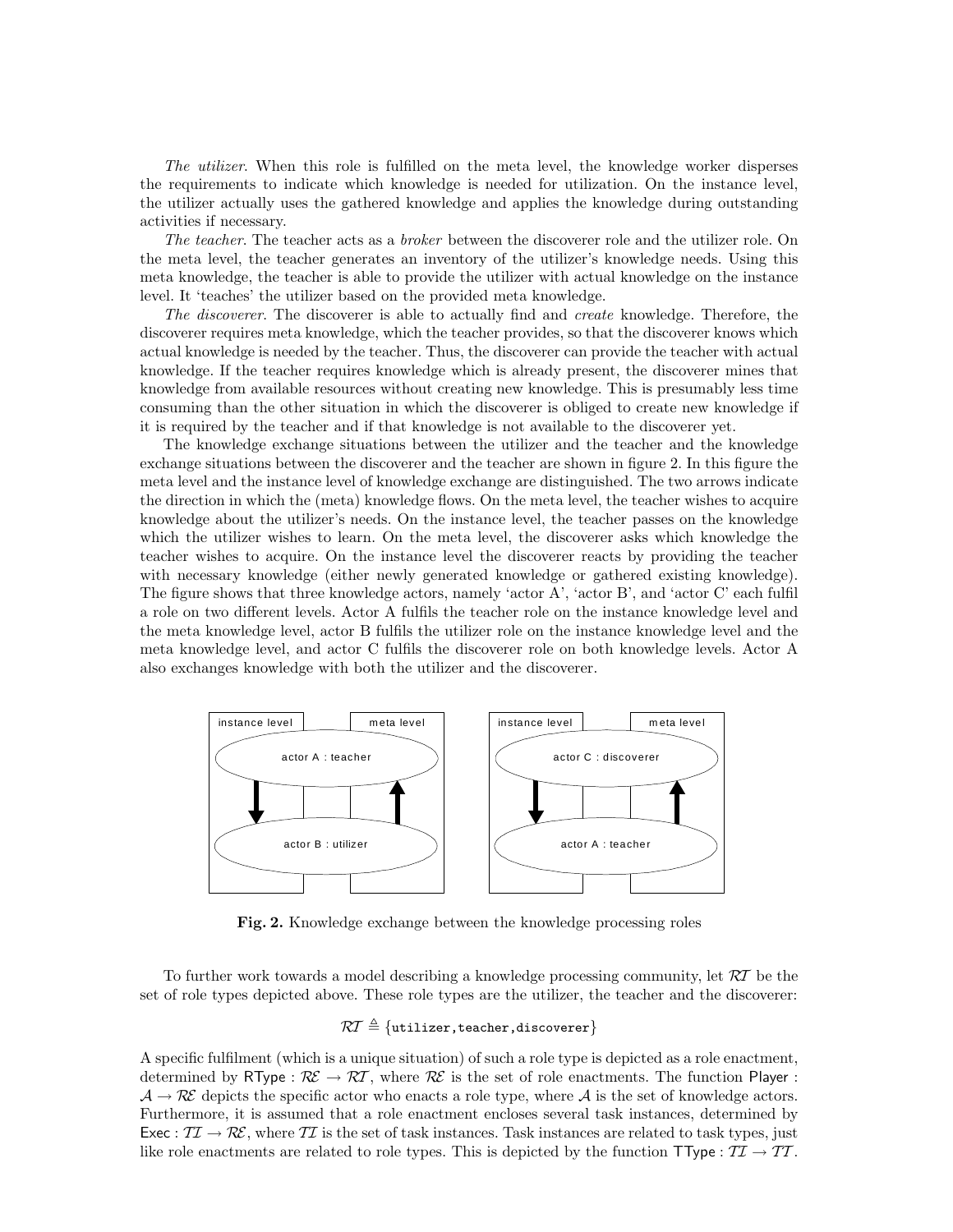*The utilizer*. When this role is fulfilled on the meta level, the knowledge worker disperses the requirements to indicate which knowledge is needed for utilization. On the instance level, the utilizer actually uses the gathered knowledge and applies the knowledge during outstanding activities if necessary.

*The teacher*. The teacher acts as a *broker* between the discoverer role and the utilizer role. On the meta level, the teacher generates an inventory of the utilizer's knowledge needs. Using this meta knowledge, the teacher is able to provide the utilizer with actual knowledge on the instance level. It 'teaches' the utilizer based on the provided meta knowledge.

*The discoverer*. The discoverer is able to actually find and *create* knowledge. Therefore, the discoverer requires meta knowledge, which the teacher provides, so that the discoverer knows which actual knowledge is needed by the teacher. Thus, the discoverer can provide the teacher with actual knowledge. If the teacher requires knowledge which is already present, the discoverer mines that knowledge from available resources without creating new knowledge. This is presumably less time consuming than the other situation in which the discoverer is obliged to create new knowledge if it is required by the teacher and if that knowledge is not available to the discoverer yet.

The knowledge exchange situations between the utilizer and the teacher and the knowledge exchange situations between the discoverer and the teacher are shown in figure 2. In this figure the meta level and the instance level of knowledge exchange are distinguished. The two arrows indicate the direction in which the (meta) knowledge flows. On the meta level, the teacher wishes to acquire knowledge about the utilizer's needs. On the instance level, the teacher passes on the knowledge which the utilizer wishes to learn. On the meta level, the discoverer asks which knowledge the teacher wishes to acquire. On the instance level the discoverer reacts by providing the teacher with necessary knowledge (either newly generated knowledge or gathered existing knowledge). The figure shows that three knowledge actors, namely 'actor A', 'actor B', and 'actor C' each fulfil a role on two different levels. Actor A fulfils the teacher role on the instance knowledge level and the meta knowledge level, actor B fulfils the utilizer role on the instance knowledge level and the meta knowledge level, and actor C fulfils the discoverer role on both knowledge levels. Actor A also exchanges knowledge with both the utilizer and the discoverer.

**Fig. 2.** Knowledge exchange between the knowledge processing roles

To further work towards a model describing a knowledge processing community, let $\mathcal{RT}$ be the set of role types depicted above. These role types are the utilizer, the teacher and the discoverer:

$$\mathcal{RT} \triangleq \{\texttt{utilizer}, \texttt{teacher}, \texttt{discoverer}\}$$

A specific fulfilment (which is a unique situation) of such a role type is depicted as a role enactment, determined by $\mathsf{RType} : \mathcal{RE} \to \mathcal{RT}$, where $\mathcal{RE}$ is the set of role enactments. The function $\mathsf{Player} : \mathcal{A} \to \mathcal{RE}$ depicts the specific actor who enacts a role type, where $\mathcal{A}$ is the set of knowledge actors. Furthermore, it is assumed that a role enactment encloses several task instances, determined by $\mathsf{Exec} : \mathcal{TI} \to \mathcal{RE}$, where $\mathcal{TI}$ is the set of task instances. Task instances are related to task types, just like role enactments are related to role types. This is depicted by the function $\mathsf{TType} : \mathcal{TI} \to \mathcal{TT}$.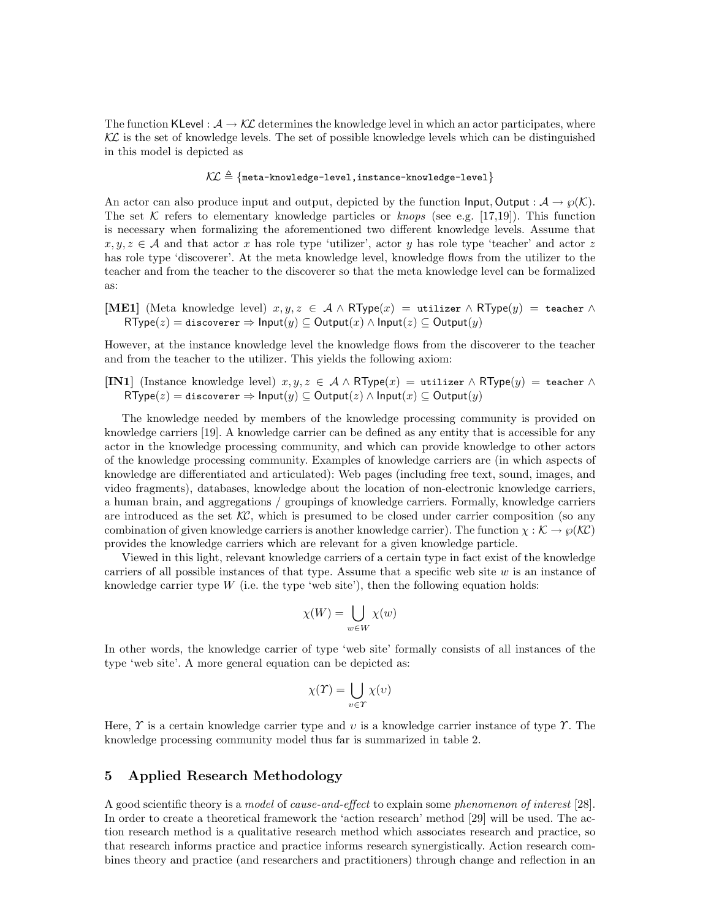The function $\mathsf{KLevel} : \mathcal{A} \rightarrow \mathcal{KL}$ determines the knowledge level in which an actor participates, where $\mathcal{KL}$ is the set of knowledge levels. The set of possible knowledge levels which can be distinguished in this model is depicted as

$$\mathcal{KL} \triangleq \{\texttt{meta-knowledge-level}, \texttt{instance-knowledge-level}\}$$

An actor can also produce input and output, depicted by the function $\mathsf{Input}, \mathsf{Output} : \mathcal{A} \rightarrow \wp(\mathcal{K})$. The set $\mathcal{K}$ refers to elementary knowledge particles or *knops* (see e.g. [17,19]). This function is necessary when formalizing the aforementioned two different knowledge levels. Assume that $x, y, z \in \mathcal{A}$ and that actor $x$ has role type 'utilizer', actor $y$ has role type 'teacher' and actor $z$ has role type 'discoverer'. At the meta knowledge level, knowledge flows from the utilizer to the teacher and from the teacher to the discoverer so that the meta knowledge level can be formalized as:

**[ME1]** (Meta knowledge level) $x, y, z \in \mathcal{A} \land \mathsf{RType}(x) = \texttt{utilizer} \land \mathsf{RType}(y) = \texttt{teacher} \land \mathsf{RType}(z) = \texttt{discoverer} \Rightarrow \mathsf{Input}(y) \subseteq \mathsf{Output}(x) \land \mathsf{Input}(z) \subseteq \mathsf{Output}(y)$

However, at the instance knowledge level the knowledge flows from the discoverer to the teacher and from the teacher to the utilizer. This yields the following axiom:

**[IN1]** (Instance knowledge level) $x, y, z \in \mathcal{A} \land \mathsf{RType}(x) = \texttt{utilizer} \land \mathsf{RType}(y) = \texttt{teacher} \land \mathsf{RType}(z) = \texttt{discoverer} \Rightarrow \mathsf{Input}(y) \subseteq \mathsf{Output}(z) \land \mathsf{Input}(x) \subseteq \mathsf{Output}(y)$

The knowledge needed by members of the knowledge processing community is provided on knowledge carriers [19]. A knowledge carrier can be defined as any entity that is accessible for any actor in the knowledge processing community, and which can provide knowledge to other actors of the knowledge processing community. Examples of knowledge carriers are (in which aspects of knowledge are differentiated and articulated): Web pages (including free text, sound, images, and video fragments), databases, knowledge about the location of non-electronic knowledge carriers, a human brain, and aggregations / groupings of knowledge carriers. Formally, knowledge carriers are introduced as the set $\mathcal{KC}$, which is presumed to be closed under carrier composition (so any combination of given knowledge carriers is another knowledge carrier). The function $\chi : \mathcal{K} \rightarrow \wp(\mathcal{KC})$ provides the knowledge carriers which are relevant for a given knowledge particle.

Viewed in this light, relevant knowledge carriers of a certain type in fact exist of the knowledge carriers of all possible instances of that type. Assume that a specific web site $w$ is an instance of knowledge carrier type $W$ (i.e. the type 'web site'), then the following equation holds:

$$\chi(W) = \bigcup_{w \in W} \chi(w)$$

In other words, the knowledge carrier of type 'web site' formally consists of all instances of the type 'web site'. A more general equation can be depicted as:

$$\chi(\Upsilon) = \bigcup_{\upsilon \in \Upsilon} \chi(\upsilon)$$

Here, $\Upsilon$ is a certain knowledge carrier type and $\upsilon$ is a knowledge carrier instance of type $\Upsilon$. The knowledge processing community model thus far is summarized in table 2.

## 5 Applied Research Methodology

A good scientific theory is a *model* of *cause-and-effect* to explain some *phenomenon of interest* [28]. In order to create a theoretical framework the 'action research' method [29] will be used. The action research method is a qualitative research method which associates research and practice, so that research informs practice and practice informs research synergistically. Action research combines theory and practice (and researchers and practitioners) through change and reflection in an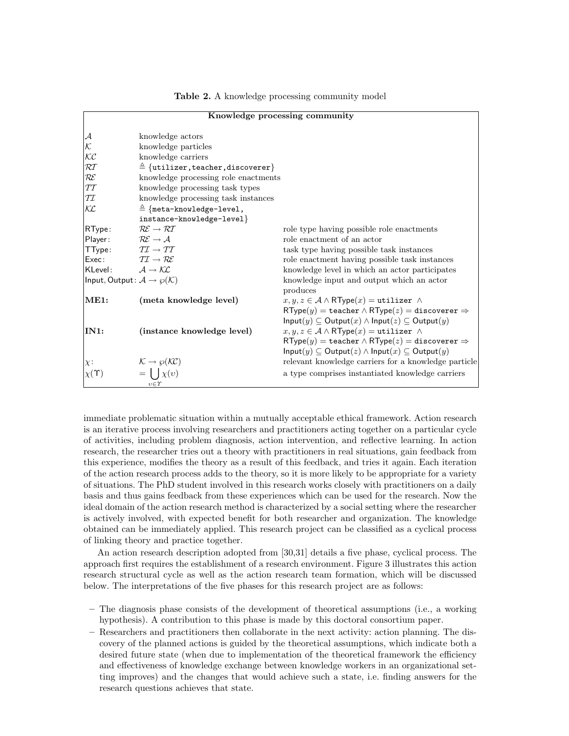**Table 2.** A knowledge processing community model

| Knowledge processing community | | |
|---|---|---|
| $\mathcal{A}$ | knowledge actors | |
| $\mathcal{K}$ | knowledge particles | |
| $\mathcal{KC}$ | knowledge carriers | |
| $\mathcal{RT}$ | $\triangleq$ {`utilizer`,`teacher`,`discoverer`} | |
| $\mathcal{RE}$ | knowledge processing role enactments | |
| $\mathcal{TT}$ | knowledge processing task types | |
| $\mathcal{TI}$ | knowledge processing task instances | |
| $\mathcal{KL}$ | $\triangleq$ {`meta-knowledge-level`, `instance-knowledge-level`} | |
| $\mathsf{RType}$: | $\mathcal{RE} \to \mathcal{RT}$ | role type having possible role enactments |
| $\mathsf{Player}$: | $\mathcal{RE} \to \mathcal{A}$ | role enactment of an actor |
| $\mathsf{TType}$: | $\mathcal{TI} \to \mathcal{TT}$ | task type having possible task instances |
| $\mathsf{Exec}$: | $\mathcal{TI} \to \mathcal{RE}$ | role enactment having possible task instances |
| $\mathsf{KLevel}$: | $\mathcal{A} \to \mathcal{KL}$ | knowledge level in which an actor participates |
| $\mathsf{Input}, \mathsf{Output}$: | $\mathcal{A} \to \wp(\mathcal{K})$ | knowledge input and output which an actor produces |
| **ME1:** | **(meta knowledge level)** | $x, y, z \in \mathcal{A} \wedge \mathsf{RType}(x) = \texttt{utilizer} \wedge \mathsf{RType}(y) = \texttt{teacher} \wedge \mathsf{RType}(z) = \texttt{discoverer} \Rightarrow \mathsf{Input}(y) \subseteq \mathsf{Output}(x) \wedge \mathsf{Input}(z) \subseteq \mathsf{Output}(y)$ |
| **IN1:** | **(instance knowledge level)** | $x, y, z \in \mathcal{A} \wedge \mathsf{RType}(x) = \texttt{utilizer} \wedge \mathsf{RType}(y) = \texttt{teacher} \wedge \mathsf{RType}(z) = \texttt{discoverer} \Rightarrow \mathsf{Input}(y) \subseteq \mathsf{Output}(z) \wedge \mathsf{Input}(x) \subseteq \mathsf{Output}(y)$ |
| $\chi$: | $\mathcal{K} \to \wp(\mathcal{KC})$ | relevant knowledge carriers for a knowledge particle |
| $\chi(\Upsilon)$ | $= \bigcup_{\upsilon \in \Upsilon} \chi(\upsilon)$ | a type comprises instantiated knowledge carriers |

immediate problematic situation within a mutually acceptable ethical framework. Action research is an iterative process involving researchers and practitioners acting together on a particular cycle of activities, including problem diagnosis, action intervention, and reflective learning. In action research, the researcher tries out a theory with practitioners in real situations, gain feedback from this experience, modifies the theory as a result of this feedback, and tries it again. Each iteration of the action research process adds to the theory, so it is more likely to be appropriate for a variety of situations. The PhD student involved in this research works closely with practitioners on a daily basis and thus gains feedback from these experiences which can be used for the research. Now the ideal domain of the action research method is characterized by a social setting where the researcher is actively involved, with expected benefit for both researcher and organization. The knowledge obtained can be immediately applied. This research project can be classified as a cyclical process of linking theory and practice together.

An action research description adopted from [30,31] details a five phase, cyclical process. The approach first requires the establishment of a research environment. Figure 3 illustrates this action research structural cycle as well as the action research team formation, which will be discussed below. The interpretations of the five phases for this research project are as follows:

- The diagnosis phase consists of the development of theoretical assumptions (i.e., a working hypothesis). A contribution to this phase is made by this doctoral consortium paper.
- Researchers and practitioners then collaborate in the next activity: action planning. The discovery of the planned actions is guided by the theoretical assumptions, which indicate both a desired future state (when due to implementation of the theoretical framework the efficiency and effectiveness of knowledge exchange between knowledge workers in an organizational setting improves) and the changes that would achieve such a state, i.e. finding answers for the research questions achieves that state.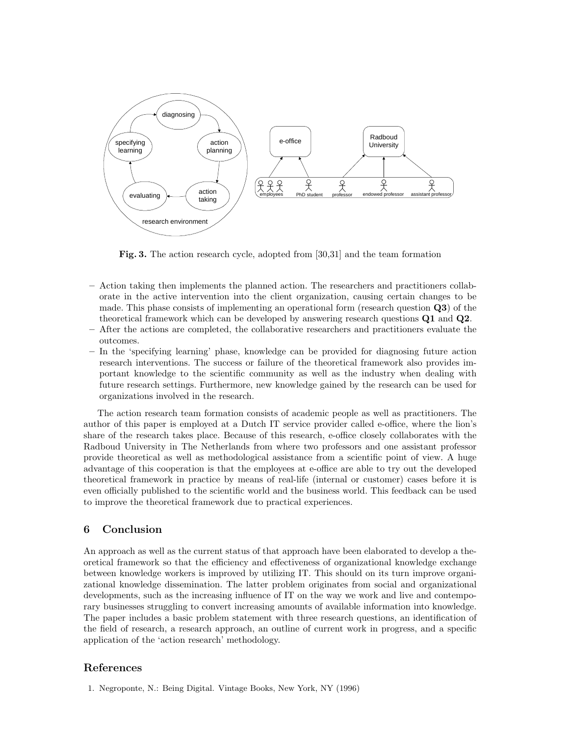**Fig. 3.** The action research cycle, adopted from [30,31] and the team formation

- Action taking then implements the planned action. The researchers and practitioners collaborate in the active intervention into the client organization, causing certain changes to be made. This phase consists of implementing an operational form (research question **Q3**) of the theoretical framework which can be developed by answering research questions **Q1** and **Q2**.
- After the actions are completed, the collaborative researchers and practitioners evaluate the outcomes.
- In the 'specifying learning' phase, knowledge can be provided for diagnosing future action research interventions. The success or failure of the theoretical framework also provides important knowledge to the scientific community as well as the industry when dealing with future research settings. Furthermore, new knowledge gained by the research can be used for organizations involved in the research.

The action research team formation consists of academic people as well as practitioners. The author of this paper is employed at a Dutch IT service provider called e-office, where the lion's share of the research takes place. Because of this research, e-office closely collaborates with the Radboud University in The Netherlands from where two professors and one assistant professor provide theoretical as well as methodological assistance from a scientific point of view. A huge advantage of this cooperation is that the employees at e-office are able to try out the developed theoretical framework in practice by means of real-life (internal or customer) cases before it is even officially published to the scientific world and the business world. This feedback can be used to improve the theoretical framework due to practical experiences.

## 6 Conclusion

An approach as well as the current status of that approach have been elaborated to develop a theoretical framework so that the efficiency and effectiveness of organizational knowledge exchange between knowledge workers is improved by utilizing IT. This should on its turn improve organizational knowledge dissemination. The latter problem originates from social and organizational developments, such as the increasing influence of IT on the way we work and live and contemporary businesses struggling to convert increasing amounts of available information into knowledge. The paper includes a basic problem statement with three research questions, an identification of the field of research, a research approach, an outline of current work in progress, and a specific application of the 'action research' methodology.

## References

1. Negroponte, N.: Being Digital. Vintage Books, New York, NY (1996)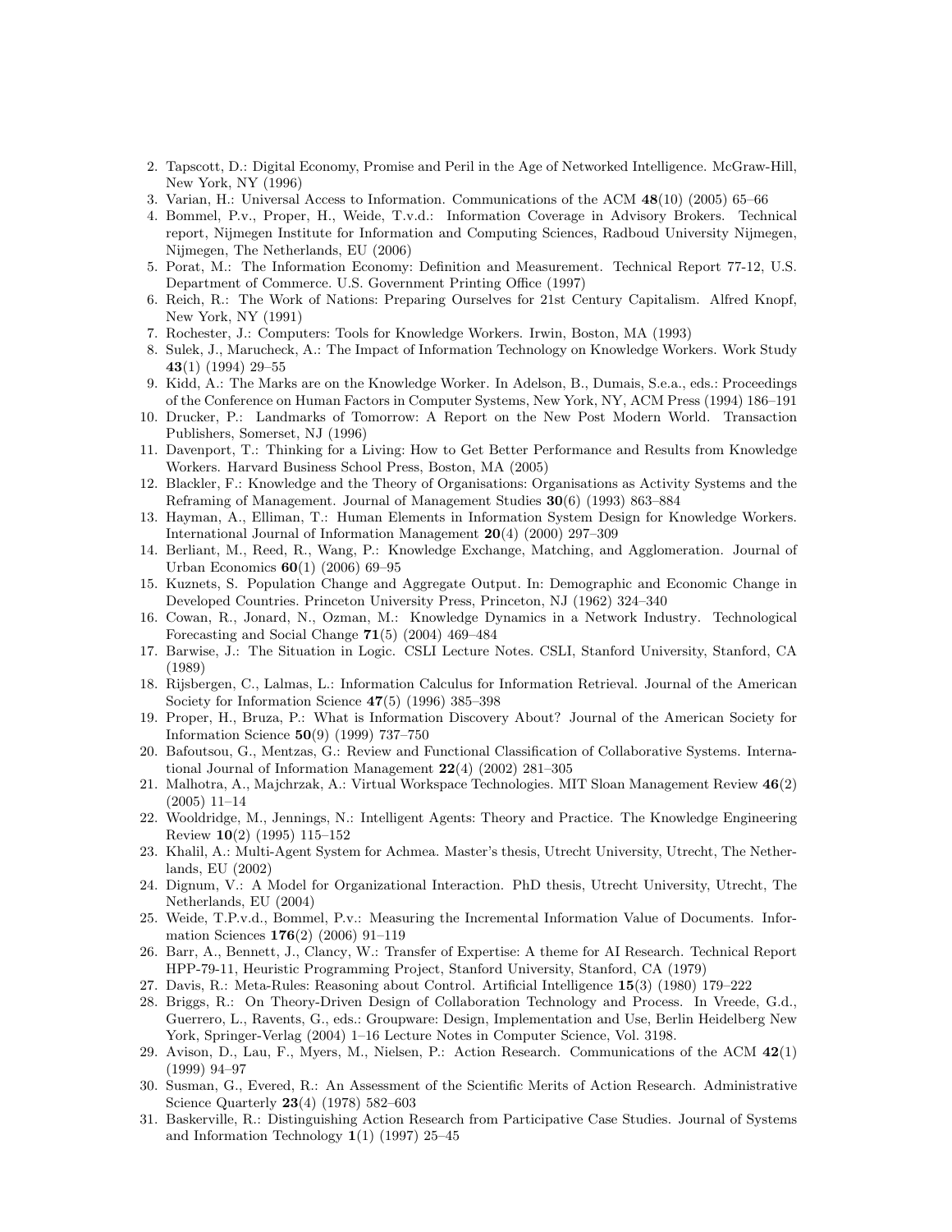2. Tapscott, D.: Digital Economy, Promise and Peril in the Age of Networked Intelligence. McGraw-Hill, New York, NY (1996)
3. Varian, H.: Universal Access to Information. Communications of the ACM **48**(10) (2005) 65–66
4. Bommel, P.v., Proper, H., Weide, T.v.d.: Information Coverage in Advisory Brokers. Technical report, Nijmegen Institute for Information and Computing Sciences, Radboud University Nijmegen, Nijmegen, The Netherlands, EU (2006)
5. Porat, M.: The Information Economy: Definition and Measurement. Technical Report 77-12, U.S. Department of Commerce. U.S. Government Printing Office (1997)
6. Reich, R.: The Work of Nations: Preparing Ourselves for 21st Century Capitalism. Alfred Knopf, New York, NY (1991)
7. Rochester, J.: Computers: Tools for Knowledge Workers. Irwin, Boston, MA (1993)
8. Sulek, J., Marucheck, A.: The Impact of Information Technology on Knowledge Workers. Work Study **43**(1) (1994) 29–55
9. Kidd, A.: The Marks are on the Knowledge Worker. In Adelson, B., Dumais, S.e.a., eds.: Proceedings of the Conference on Human Factors in Computer Systems, New York, NY, ACM Press (1994) 186–191
10. Drucker, P.: Landmarks of Tomorrow: A Report on the New Post Modern World. Transaction Publishers, Somerset, NJ (1996)
11. Davenport, T.: Thinking for a Living: How to Get Better Performance and Results from Knowledge Workers. Harvard Business School Press, Boston, MA (2005)
12. Blackler, F.: Knowledge and the Theory of Organisations: Organisations as Activity Systems and the Reframing of Management. Journal of Management Studies **30**(6) (1993) 863–884
13. Hayman, A., Elliman, T.: Human Elements in Information System Design for Knowledge Workers. International Journal of Information Management **20**(4) (2000) 297–309
14. Berliant, M., Reed, R., Wang, P.: Knowledge Exchange, Matching, and Agglomeration. Journal of Urban Economics **60**(1) (2006) 69–95
15. Kuznets, S. Population Change and Aggregate Output. In: Demographic and Economic Change in Developed Countries. Princeton University Press, Princeton, NJ (1962) 324–340
16. Cowan, R., Jonard, N., Ozman, M.: Knowledge Dynamics in a Network Industry. Technological Forecasting and Social Change **71**(5) (2004) 469–484
17. Barwise, J.: The Situation in Logic. CSLI Lecture Notes. CSLI, Stanford University, Stanford, CA (1989)
18. Rijsbergen, C., Lalmas, L.: Information Calculus for Information Retrieval. Journal of the American Society for Information Science **47**(5) (1996) 385–398
19. Proper, H., Bruza, P.: What is Information Discovery About? Journal of the American Society for Information Science **50**(9) (1999) 737–750
20. Bafoutsou, G., Mentzas, G.: Review and Functional Classification of Collaborative Systems. International Journal of Information Management **22**(4) (2002) 281–305
21. Malhotra, A., Majchrzak, A.: Virtual Workspace Technologies. MIT Sloan Management Review **46**(2) (2005) 11–14
22. Wooldridge, M., Jennings, N.: Intelligent Agents: Theory and Practice. The Knowledge Engineering Review **10**(2) (1995) 115–152
23. Khalil, A.: Multi-Agent System for Achmea. Master's thesis, Utrecht University, Utrecht, The Netherlands, EU (2002)
24. Dignum, V.: A Model for Organizational Interaction. PhD thesis, Utrecht University, Utrecht, The Netherlands, EU (2004)
25. Weide, T.P.v.d., Bommel, P.v.: Measuring the Incremental Information Value of Documents. Information Sciences **176**(2) (2006) 91–119
26. Barr, A., Bennett, J., Clancy, W.: Transfer of Expertise: A theme for AI Research. Technical Report HPP-79-11, Heuristic Programming Project, Stanford University, Stanford, CA (1979)
27. Davis, R.: Meta-Rules: Reasoning about Control. Artificial Intelligence **15**(3) (1980) 179–222
28. Briggs, R.: On Theory-Driven Design of Collaboration Technology and Process. In Vreede, G.d., Guerrero, L., Ravents, G., eds.: Groupware: Design, Implementation and Use, Berlin Heidelberg New York, Springer-Verlag (2004) 1–16 Lecture Notes in Computer Science, Vol. 3198.
29. Avison, D., Lau, F., Myers, M., Nielsen, P.: Action Research. Communications of the ACM **42**(1) (1999) 94–97
30. Susman, G., Evered, R.: An Assessment of the Scientific Merits of Action Research. Administrative Science Quarterly **23**(4) (1978) 582–603
31. Baskerville, R.: Distinguishing Action Research from Participative Case Studies. Journal of Systems and Information Technology **1**(1) (1997) 25–45